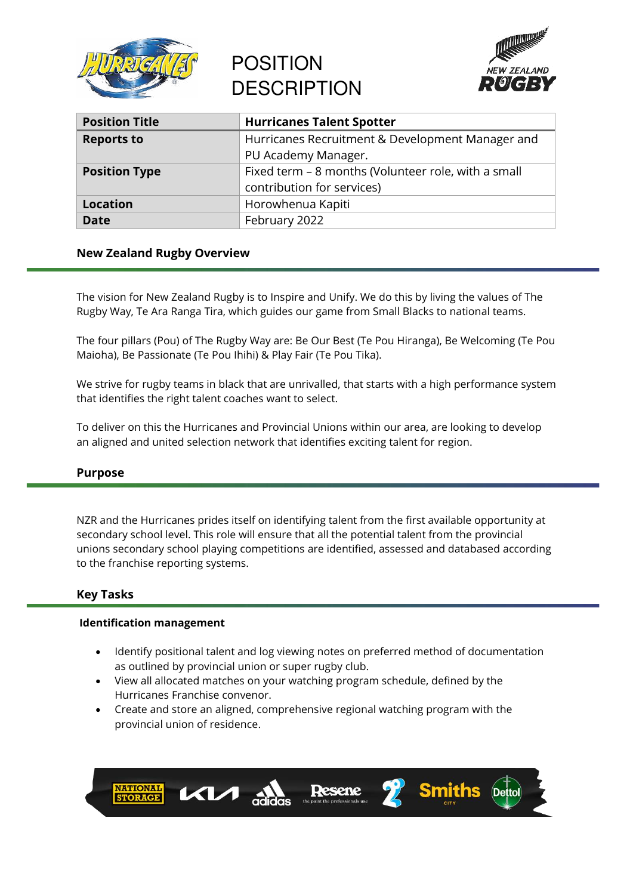# POSITION DESCRIPTION

| Position Title | Hurricanes Talent Spotter |
|---|---|
| Reports to | Hurricanes Recruitment & Development Manager and PU Academy Manager. |
| Position Type | Fixed term – 8 months (Volunteer role, with a small contribution for services) |
| Location | Horowhenua Kapiti |
| Date | February 2022 |

## New Zealand Rugby Overview

The vision for New Zealand Rugby is to Inspire and Unify. We do this by living the values of The Rugby Way, Te Ara Ranga Tira, which guides our game from Small Blacks to national teams.

The four pillars (Pou) of The Rugby Way are: Be Our Best (Te Pou Hiranga), Be Welcoming (Te Pou Maioha), Be Passionate (Te Pou Ihihi) & Play Fair (Te Pou Tika).

We strive for rugby teams in black that are unrivalled, that starts with a high performance system that identifies the right talent coaches want to select.

To deliver on this the Hurricanes and Provincial Unions within our area, are looking to develop an aligned and united selection network that identifies exciting talent for region.

## Purpose

NZR and the Hurricanes prides itself on identifying talent from the first available opportunity at secondary school level. This role will ensure that all the potential talent from the provincial unions secondary school playing competitions are identified, assessed and databased according to the franchise reporting systems.

## Key Tasks

### Identification management

- Identify positional talent and log viewing notes on preferred method of documentation as outlined by provincial union or super rugby club.
- View all allocated matches on your watching program schedule, defined by the Hurricanes Franchise convenor.
- Create and store an aligned, comprehensive regional watching program with the provincial union of residence.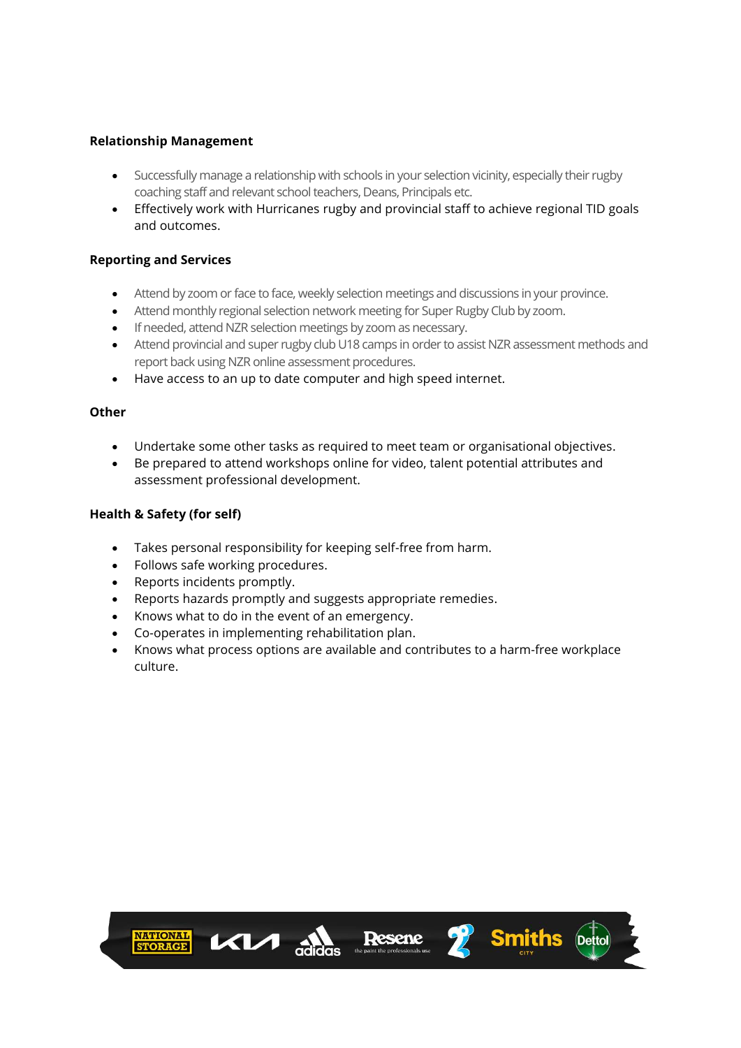**Relationship Management**

- Successfully manage a relationship with schools in your selection vicinity, especially their rugby coaching staff and relevant school teachers, Deans, Principals etc.
- Effectively work with Hurricanes rugby and provincial staff to achieve regional TID goals and outcomes.

**Reporting and Services**

- Attend by zoom or face to face, weekly selection meetings and discussions in your province.
- Attend monthly regional selection network meeting for Super Rugby Club by zoom.
- If needed, attend NZR selection meetings by zoom as necessary.
- Attend provincial and super rugby club U18 camps in order to assist NZR assessment methods and report back using NZR online assessment procedures.
- Have access to an up to date computer and high speed internet.

**Other**

- Undertake some other tasks as required to meet team or organisational objectives.
- Be prepared to attend workshops online for video, talent potential attributes and assessment professional development.

**Health & Safety (for self)**

- Takes personal responsibility for keeping self-free from harm.
- Follows safe working procedures.
- Reports incidents promptly.
- Reports hazards promptly and suggests appropriate remedies.
- Knows what to do in the event of an emergency.
- Co-operates in implementing rehabilitation plan.
- Knows what process options are available and contributes to a harm-free workplace culture.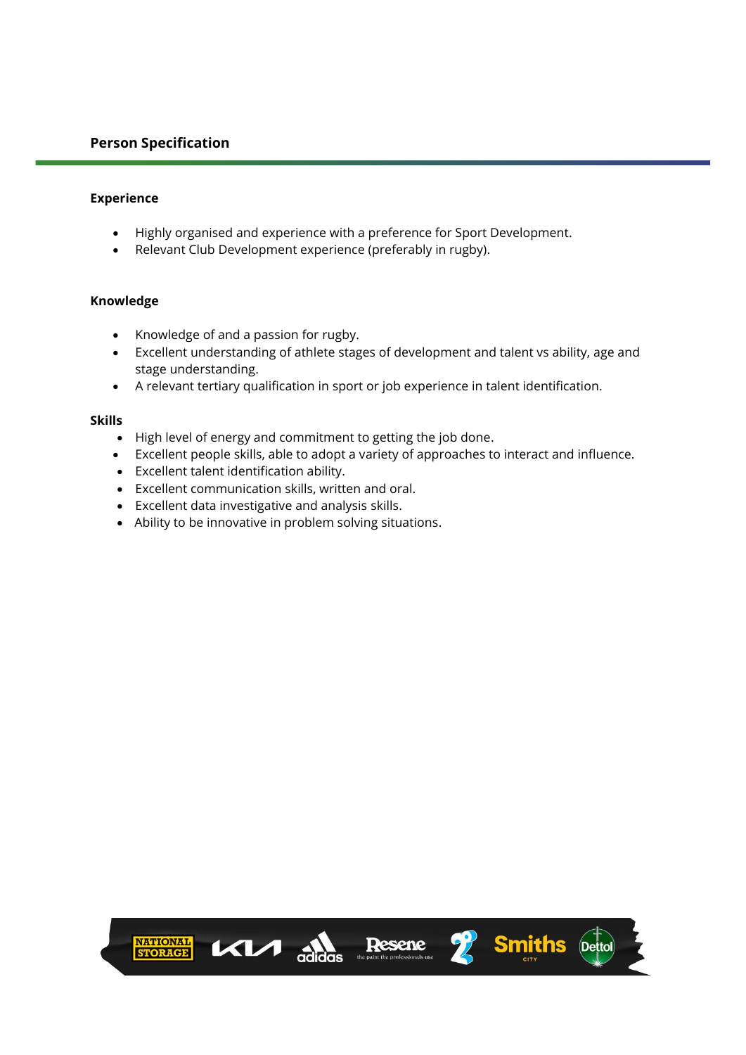## Person Specification

### Experience

- Highly organised and experience with a preference for Sport Development.
- Relevant Club Development experience (preferably in rugby).

### Knowledge

- Knowledge of and a passion for rugby.
- Excellent understanding of athlete stages of development and talent vs ability, age and stage understanding.
- A relevant tertiary qualification in sport or job experience in talent identification.

### Skills

- High level of energy and commitment to getting the job done.
- Excellent people skills, able to adopt a variety of approaches to interact and influence.
- Excellent talent identification ability.
- Excellent communication skills, written and oral.
- Excellent data investigative and analysis skills.
- Ability to be innovative in problem solving situations.